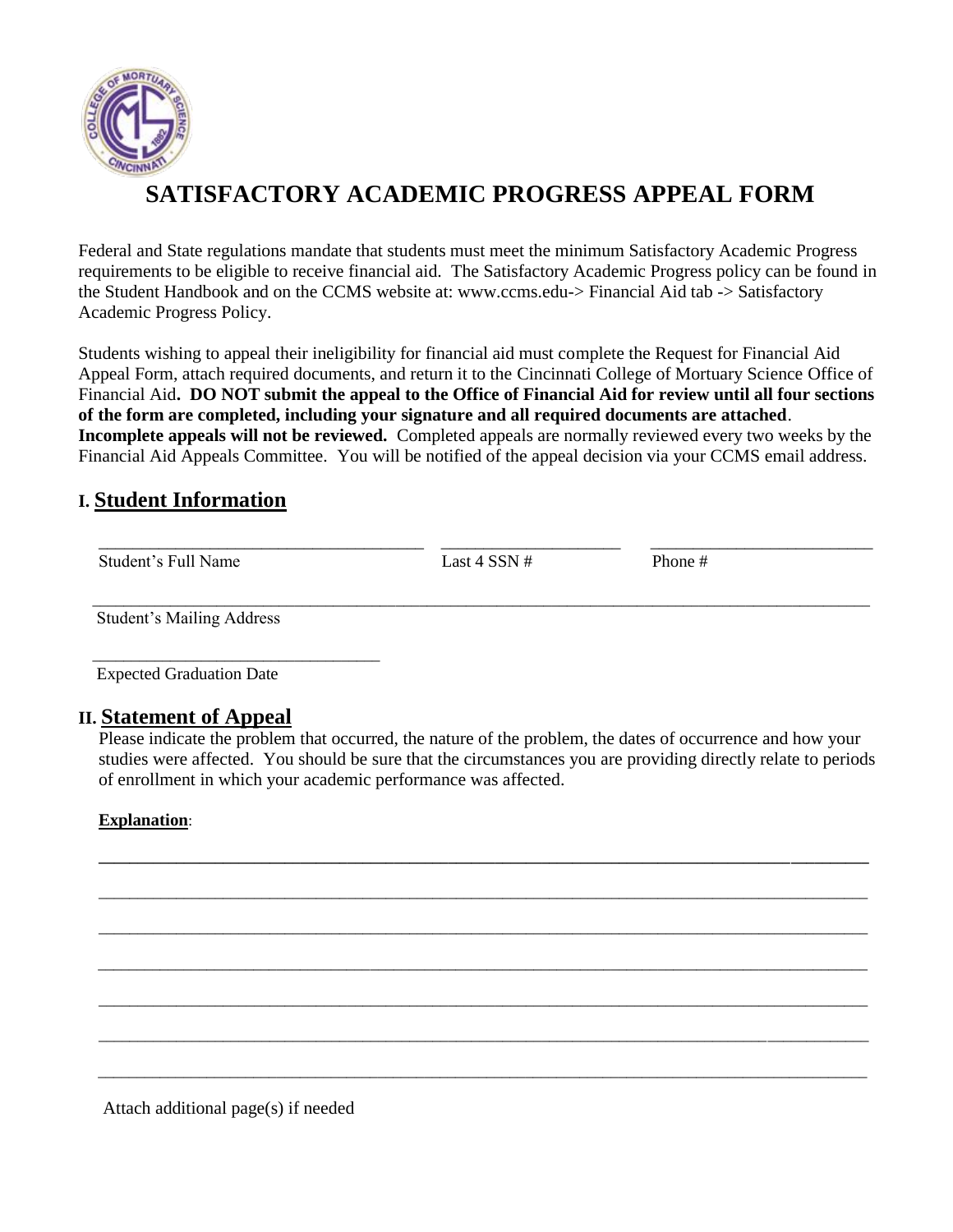# SATISFACTORY ACADEMIC PROGRESS APPEAL FORM

Federal and State regulations mandate that students must meet the minimum Satisfactory Academic Progress requirements to be eligible to receive financial aid. The Satisfactory Academic Progress policy can be found in the Student Handbook and on the CCMS website at: www.ccms.edu-> Financial Aid tab -> Satisfactory Academic Progress Policy.

Students wishing to appeal their ineligibility for financial aid must complete the Request for Financial Aid Appeal Form, attach required documents, and return it to the Cincinnati College of Mortuary Science Office of Financial Aid. **DO NOT submit the appeal to the Office of Financial Aid for review until all four sections of the form are completed, including your signature and all required documents are attached**. **Incomplete appeals will not be reviewed.** Completed appeals are normally reviewed every two weeks by the Financial Aid Appeals Committee. You will be notified of the appeal decision via your CCMS email address.

## I. Student Information

______________________________ ________________ ____________________

Student's Full Name | Last 4 SSN # | Phone #

________________________________________________________________________

Student's Mailing Address

__________________________

Expected Graduation Date

## II. Statement of Appeal

Please indicate the problem that occurred, the nature of the problem, the dates of occurrence and how your studies were affected. You should be sure that the circumstances you are providing directly relate to periods of enrollment in which your academic performance was affected.

**Explanation**:

________________________________________________________________________

________________________________________________________________________

________________________________________________________________________

________________________________________________________________________

________________________________________________________________________

________________________________________________________________________

________________________________________________________________________

Attach additional page(s) if needed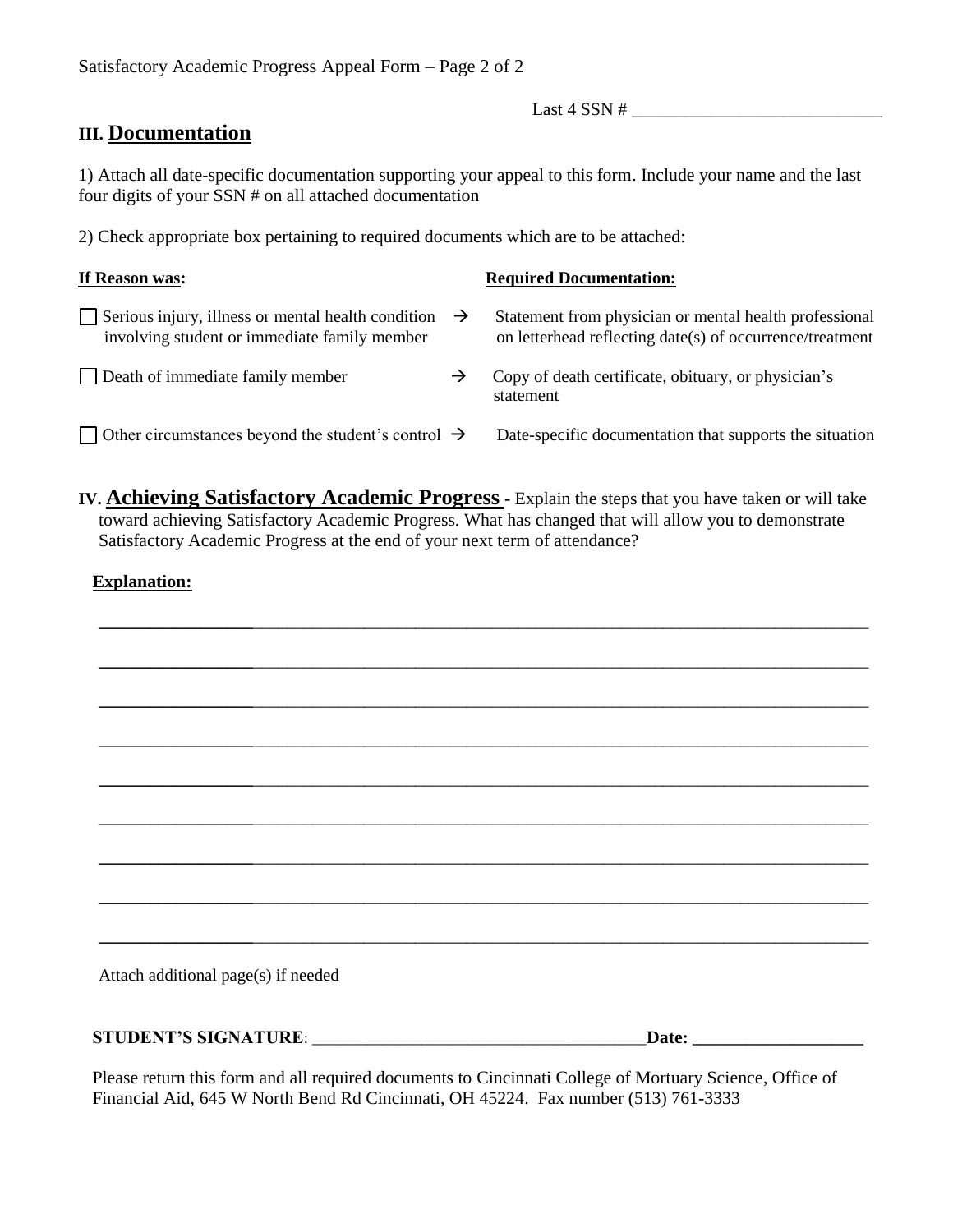Last 4 SSN # ___________________________

## III. Documentation

1) Attach all date-specific documentation supporting your appeal to this form. Include your name and the last four digits of your SSN # on all attached documentation

2) Check appropriate box pertaining to required documents which are to be attached:

| **If Reason was:** | | **Required Documentation:** |
|---|---|---|
| ☐ Serious injury, illness or mental health condition involving student or immediate family member | → | Statement from physician or mental health professional on letterhead reflecting date(s) of occurrence/treatment |
| ☐ Death of immediate family member | → | Copy of death certificate, obituary, or physician's statement |
| ☐ Other circumstances beyond the student's control | → | Date-specific documentation that supports the situation |

## IV. Achieving Satisfactory Academic Progress

- Explain the steps that you have taken or will take toward achieving Satisfactory Academic Progress. What has changed that will allow you to demonstrate Satisfactory Academic Progress at the end of your next term of attendance?

**Explanation:**

_______________________________________________________________________________

_______________________________________________________________________________

_______________________________________________________________________________

_______________________________________________________________________________

_______________________________________________________________________________

_______________________________________________________________________________

_______________________________________________________________________________

_______________________________________________________________________________

_______________________________________________________________________________

Attach additional page(s) if needed

**STUDENT'S SIGNATURE**: ____________________________________**Date: ___________________**

Please return this form and all required documents to Cincinnati College of Mortuary Science, Office of Financial Aid, 645 W North Bend Rd Cincinnati, OH 45224. Fax number (513) 761-3333